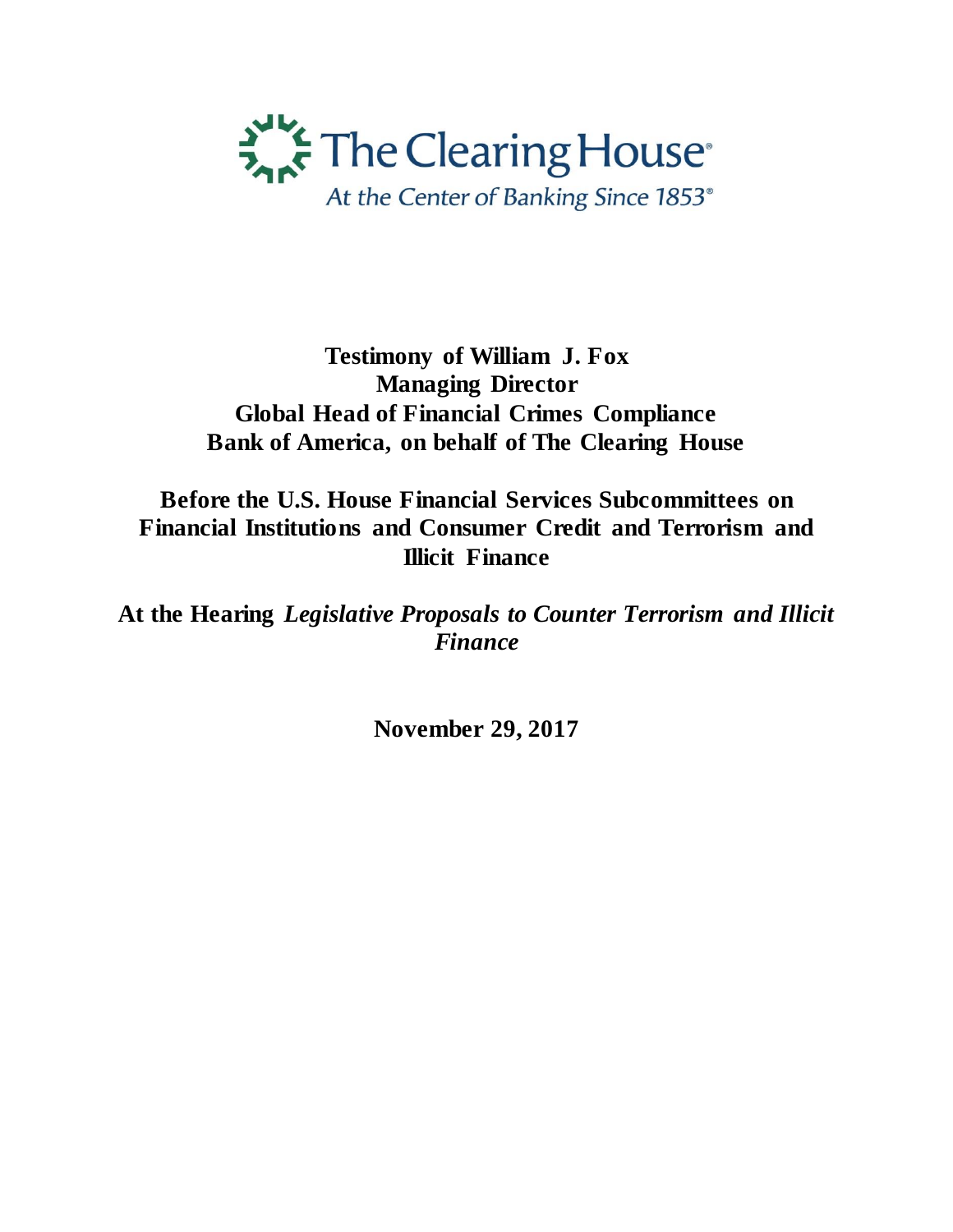The Clearing House®

*At the Center of Banking Since 1853®*

**Testimony of William J. Fox**
**Managing Director**
**Global Head of Financial Crimes Compliance**
**Bank of America, on behalf of The Clearing House**

**Before the U.S. House Financial Services Subcommittees on Financial Institutions and Consumer Credit and Terrorism and Illicit Finance**

**At the Hearing *Legislative Proposals to Counter Terrorism and Illicit Finance***

**November 29, 2017**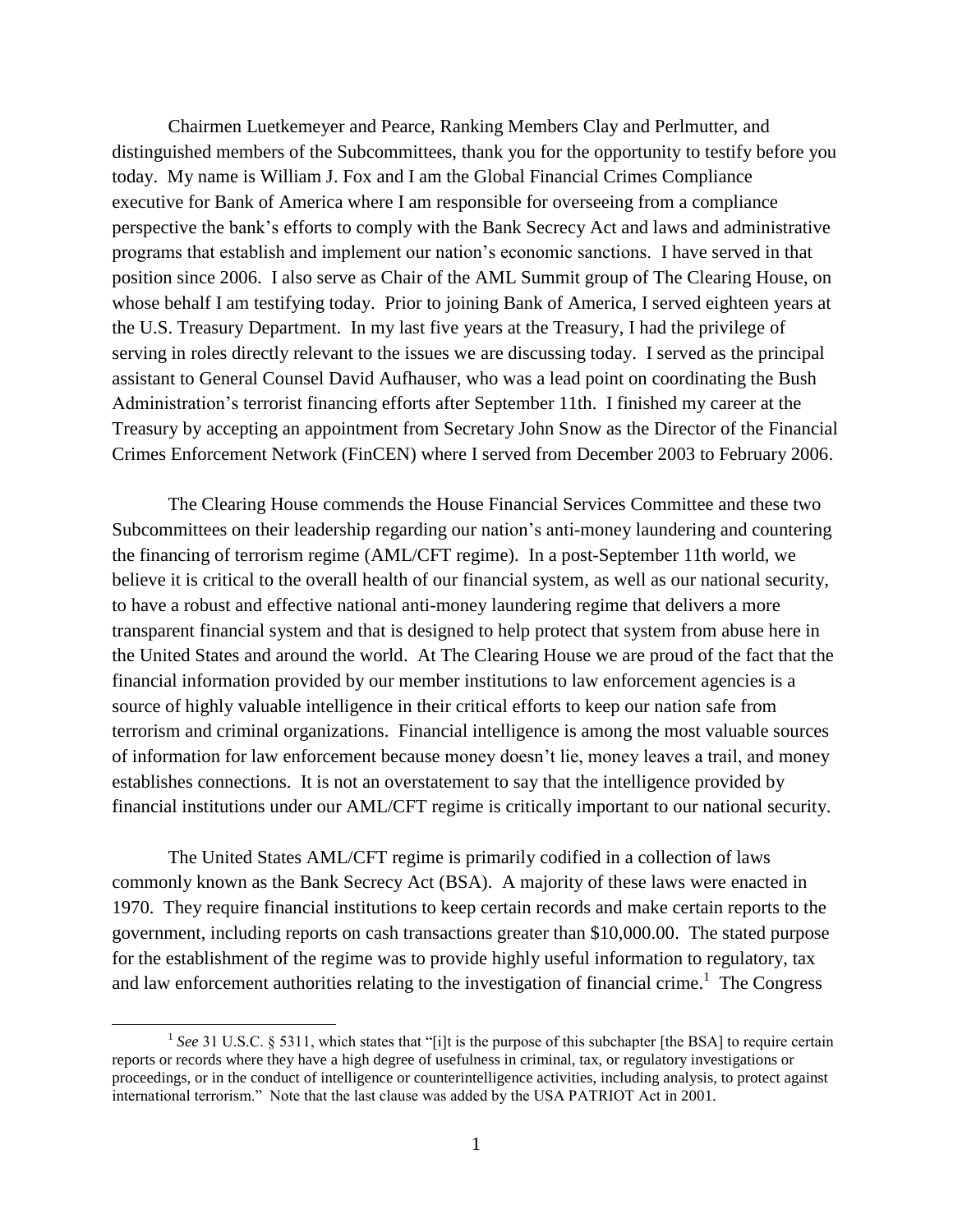Chairmen Luetkemeyer and Pearce, Ranking Members Clay and Perlmutter, and distinguished members of the Subcommittees, thank you for the opportunity to testify before you today. My name is William J. Fox and I am the Global Financial Crimes Compliance executive for Bank of America where I am responsible for overseeing from a compliance perspective the bank's efforts to comply with the Bank Secrecy Act and laws and administrative programs that establish and implement our nation's economic sanctions. I have served in that position since 2006. I also serve as Chair of the AML Summit group of The Clearing House, on whose behalf I am testifying today. Prior to joining Bank of America, I served eighteen years at the U.S. Treasury Department. In my last five years at the Treasury, I had the privilege of serving in roles directly relevant to the issues we are discussing today. I served as the principal assistant to General Counsel David Aufhauser, who was a lead point on coordinating the Bush Administration's terrorist financing efforts after September 11th. I finished my career at the Treasury by accepting an appointment from Secretary John Snow as the Director of the Financial Crimes Enforcement Network (FinCEN) where I served from December 2003 to February 2006.

The Clearing House commends the House Financial Services Committee and these two Subcommittees on their leadership regarding our nation's anti-money laundering and countering the financing of terrorism regime (AML/CFT regime). In a post-September 11th world, we believe it is critical to the overall health of our financial system, as well as our national security, to have a robust and effective national anti-money laundering regime that delivers a more transparent financial system and that is designed to help protect that system from abuse here in the United States and around the world. At The Clearing House we are proud of the fact that the financial information provided by our member institutions to law enforcement agencies is a source of highly valuable intelligence in their critical efforts to keep our nation safe from terrorism and criminal organizations. Financial intelligence is among the most valuable sources of information for law enforcement because money doesn't lie, money leaves a trail, and money establishes connections. It is not an overstatement to say that the intelligence provided by financial institutions under our AML/CFT regime is critically important to our national security.

The United States AML/CFT regime is primarily codified in a collection of laws commonly known as the Bank Secrecy Act (BSA). A majority of these laws were enacted in 1970. They require financial institutions to keep certain records and make certain reports to the government, including reports on cash transactions greater than $10,000.00. The stated purpose for the establishment of the regime was to provide highly useful information to regulatory, tax and law enforcement authorities relating to the investigation of financial crime.[1] The Congress

[1] *See* 31 U.S.C. § 5311, which states that "[i]t is the purpose of this subchapter [the BSA] to require certain reports or records where they have a high degree of usefulness in criminal, tax, or regulatory investigations or proceedings, or in the conduct of intelligence or counterintelligence activities, including analysis, to protect against international terrorism." Note that the last clause was added by the USA PATRIOT Act in 2001.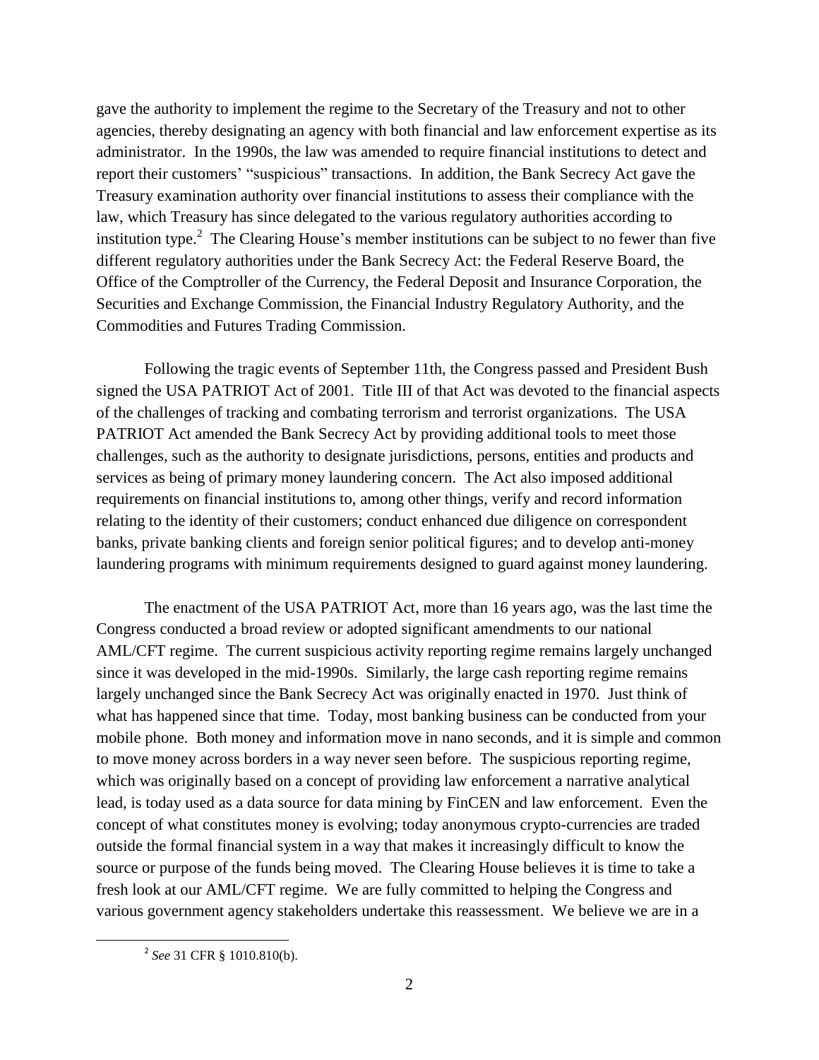gave the authority to implement the regime to the Secretary of the Treasury and not to other agencies, thereby designating an agency with both financial and law enforcement expertise as its administrator. In the 1990s, the law was amended to require financial institutions to detect and report their customers' "suspicious" transactions. In addition, the Bank Secrecy Act gave the Treasury examination authority over financial institutions to assess their compliance with the law, which Treasury has since delegated to the various regulatory authorities according to institution type.[2] The Clearing House's member institutions can be subject to no fewer than five different regulatory authorities under the Bank Secrecy Act: the Federal Reserve Board, the Office of the Comptroller of the Currency, the Federal Deposit and Insurance Corporation, the Securities and Exchange Commission, the Financial Industry Regulatory Authority, and the Commodities and Futures Trading Commission.

Following the tragic events of September 11th, the Congress passed and President Bush signed the USA PATRIOT Act of 2001. Title III of that Act was devoted to the financial aspects of the challenges of tracking and combating terrorism and terrorist organizations. The USA PATRIOT Act amended the Bank Secrecy Act by providing additional tools to meet those challenges, such as the authority to designate jurisdictions, persons, entities and products and services as being of primary money laundering concern. The Act also imposed additional requirements on financial institutions to, among other things, verify and record information relating to the identity of their customers; conduct enhanced due diligence on correspondent banks, private banking clients and foreign senior political figures; and to develop anti-money laundering programs with minimum requirements designed to guard against money laundering.

The enactment of the USA PATRIOT Act, more than 16 years ago, was the last time the Congress conducted a broad review or adopted significant amendments to our national AML/CFT regime. The current suspicious activity reporting regime remains largely unchanged since it was developed in the mid-1990s. Similarly, the large cash reporting regime remains largely unchanged since the Bank Secrecy Act was originally enacted in 1970. Just think of what has happened since that time. Today, most banking business can be conducted from your mobile phone. Both money and information move in nano seconds, and it is simple and common to move money across borders in a way never seen before. The suspicious reporting regime, which was originally based on a concept of providing law enforcement a narrative analytical lead, is today used as a data source for data mining by FinCEN and law enforcement. Even the concept of what constitutes money is evolving; today anonymous crypto-currencies are traded outside the formal financial system in a way that makes it increasingly difficult to know the source or purpose of the funds being moved. The Clearing House believes it is time to take a fresh look at our AML/CFT regime. We are fully committed to helping the Congress and various government agency stakeholders undertake this reassessment. We believe we are in a

[2] *See* 31 CFR § 1010.810(b).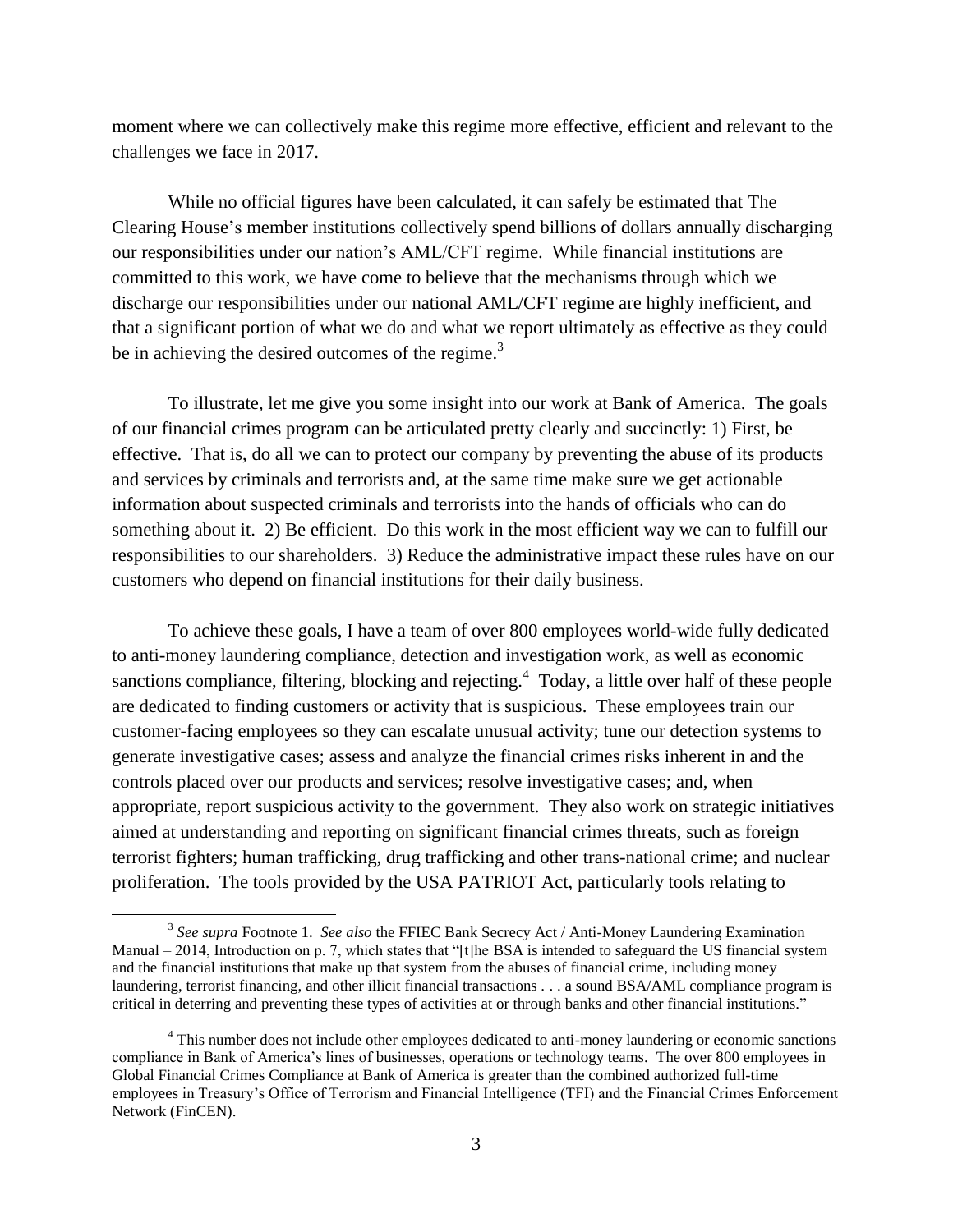moment where we can collectively make this regime more effective, efficient and relevant to the challenges we face in 2017.

While no official figures have been calculated, it can safely be estimated that The Clearing House's member institutions collectively spend billions of dollars annually discharging our responsibilities under our nation's AML/CFT regime. While financial institutions are committed to this work, we have come to believe that the mechanisms through which we discharge our responsibilities under our national AML/CFT regime are highly inefficient, and that a significant portion of what we do and what we report ultimately as effective as they could be in achieving the desired outcomes of the regime.[3]

To illustrate, let me give you some insight into our work at Bank of America. The goals of our financial crimes program can be articulated pretty clearly and succinctly: 1) First, be effective. That is, do all we can to protect our company by preventing the abuse of its products and services by criminals and terrorists and, at the same time make sure we get actionable information about suspected criminals and terrorists into the hands of officials who can do something about it. 2) Be efficient. Do this work in the most efficient way we can to fulfill our responsibilities to our shareholders. 3) Reduce the administrative impact these rules have on our customers who depend on financial institutions for their daily business.

To achieve these goals, I have a team of over 800 employees world-wide fully dedicated to anti-money laundering compliance, detection and investigation work, as well as economic sanctions compliance, filtering, blocking and rejecting.[4] Today, a little over half of these people are dedicated to finding customers or activity that is suspicious. These employees train our customer-facing employees so they can escalate unusual activity; tune our detection systems to generate investigative cases; assess and analyze the financial crimes risks inherent in and the controls placed over our products and services; resolve investigative cases; and, when appropriate, report suspicious activity to the government. They also work on strategic initiatives aimed at understanding and reporting on significant financial crimes threats, such as foreign terrorist fighters; human trafficking, drug trafficking and other trans-national crime; and nuclear proliferation. The tools provided by the USA PATRIOT Act, particularly tools relating to

---

[3] *See supra* Footnote 1. *See also* the FFIEC Bank Secrecy Act / Anti-Money Laundering Examination Manual – 2014, Introduction on p. 7, which states that "[t]he BSA is intended to safeguard the US financial system and the financial institutions that make up that system from the abuses of financial crime, including money laundering, terrorist financing, and other illicit financial transactions . . . a sound BSA/AML compliance program is critical in deterring and preventing these types of activities at or through banks and other financial institutions."

[4] This number does not include other employees dedicated to anti-money laundering or economic sanctions compliance in Bank of America's lines of businesses, operations or technology teams. The over 800 employees in Global Financial Crimes Compliance at Bank of America is greater than the combined authorized full-time employees in Treasury's Office of Terrorism and Financial Intelligence (TFI) and the Financial Crimes Enforcement Network (FinCEN).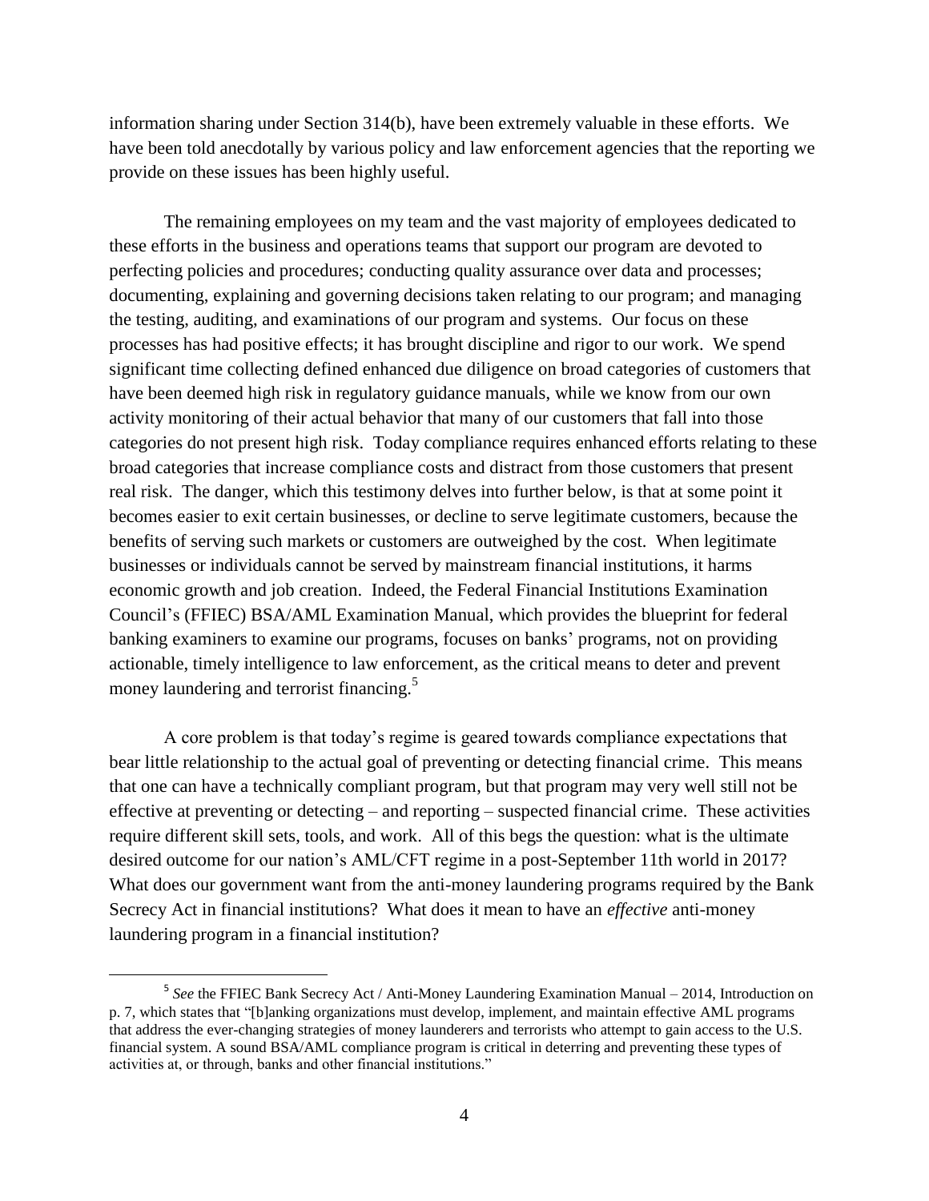information sharing under Section 314(b), have been extremely valuable in these efforts. We have been told anecdotally by various policy and law enforcement agencies that the reporting we provide on these issues has been highly useful.

The remaining employees on my team and the vast majority of employees dedicated to these efforts in the business and operations teams that support our program are devoted to perfecting policies and procedures; conducting quality assurance over data and processes; documenting, explaining and governing decisions taken relating to our program; and managing the testing, auditing, and examinations of our program and systems. Our focus on these processes has had positive effects; it has brought discipline and rigor to our work. We spend significant time collecting defined enhanced due diligence on broad categories of customers that have been deemed high risk in regulatory guidance manuals, while we know from our own activity monitoring of their actual behavior that many of our customers that fall into those categories do not present high risk. Today compliance requires enhanced efforts relating to these broad categories that increase compliance costs and distract from those customers that present real risk. The danger, which this testimony delves into further below, is that at some point it becomes easier to exit certain businesses, or decline to serve legitimate customers, because the benefits of serving such markets or customers are outweighed by the cost. When legitimate businesses or individuals cannot be served by mainstream financial institutions, it harms economic growth and job creation. Indeed, the Federal Financial Institutions Examination Council's (FFIEC) BSA/AML Examination Manual, which provides the blueprint for federal banking examiners to examine our programs, focuses on banks' programs, not on providing actionable, timely intelligence to law enforcement, as the critical means to deter and prevent money laundering and terrorist financing.[5]

A core problem is that today's regime is geared towards compliance expectations that bear little relationship to the actual goal of preventing or detecting financial crime. This means that one can have a technically compliant program, but that program may very well still not be effective at preventing or detecting – and reporting – suspected financial crime. These activities require different skill sets, tools, and work. All of this begs the question: what is the ultimate desired outcome for our nation's AML/CFT regime in a post-September 11th world in 2017? What does our government want from the anti-money laundering programs required by the Bank Secrecy Act in financial institutions? What does it mean to have an *effective* anti-money laundering program in a financial institution?

---

[5] *See* the FFIEC Bank Secrecy Act / Anti-Money Laundering Examination Manual – 2014, Introduction on p. 7, which states that "[b]anking organizations must develop, implement, and maintain effective AML programs that address the ever-changing strategies of money launderers and terrorists who attempt to gain access to the U.S. financial system. A sound BSA/AML compliance program is critical in deterring and preventing these types of activities at, or through, banks and other financial institutions."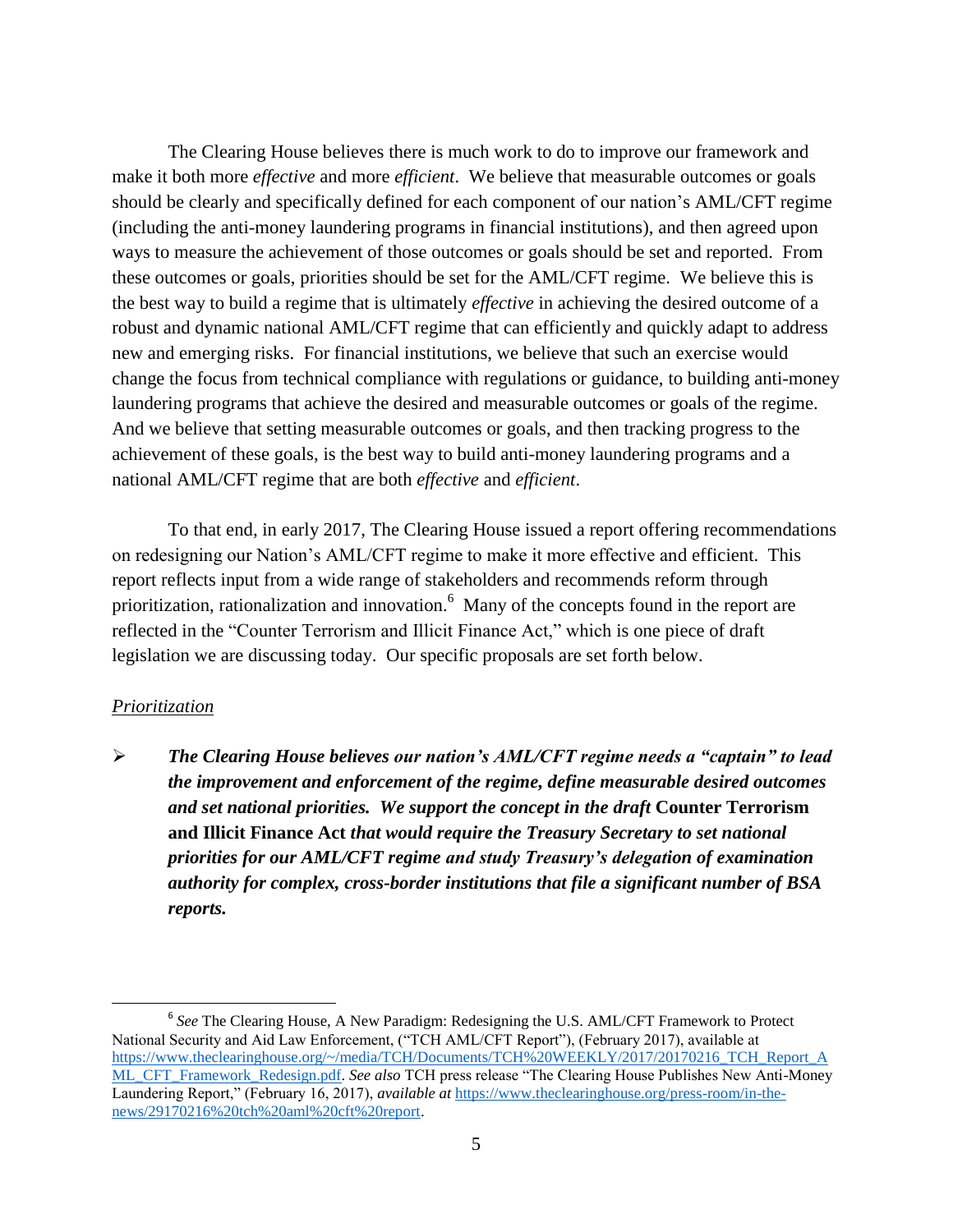The Clearing House believes there is much work to do to improve our framework and make it both more *effective* and more *efficient*. We believe that measurable outcomes or goals should be clearly and specifically defined for each component of our nation's AML/CFT regime (including the anti-money laundering programs in financial institutions), and then agreed upon ways to measure the achievement of those outcomes or goals should be set and reported. From these outcomes or goals, priorities should be set for the AML/CFT regime. We believe this is the best way to build a regime that is ultimately *effective* in achieving the desired outcome of a robust and dynamic national AML/CFT regime that can efficiently and quickly adapt to address new and emerging risks. For financial institutions, we believe that such an exercise would change the focus from technical compliance with regulations or guidance, to building anti-money laundering programs that achieve the desired and measurable outcomes or goals of the regime. And we believe that setting measurable outcomes or goals, and then tracking progress to the achievement of these goals, is the best way to build anti-money laundering programs and a national AML/CFT regime that are both *effective* and *efficient*.

To that end, in early 2017, The Clearing House issued a report offering recommendations on redesigning our Nation's AML/CFT regime to make it more effective and efficient. This report reflects input from a wide range of stakeholders and recommends reform through prioritization, rationalization and innovation.[6] Many of the concepts found in the report are reflected in the "Counter Terrorism and Illicit Finance Act," which is one piece of draft legislation we are discussing today. Our specific proposals are set forth below.

<u>*Prioritization*</u>

- ***The Clearing House believes our nation's AML/CFT regime needs a "captain" to lead the improvement and enforcement of the regime, define measurable desired outcomes and set national priorities. We support the concept in the draft* Counter Terrorism and Illicit Finance Act *that would require the Treasury Secretary to set national priorities for our AML/CFT regime and study Treasury's delegation of examination authority for complex, cross-border institutions that file a significant number of BSA reports.***

---

[6] *See* The Clearing House, A New Paradigm: Redesigning the U.S. AML/CFT Framework to Protect National Security and Aid Law Enforcement, ("TCH AML/CFT Report"), (February 2017), available at https://www.theclearinghouse.org/~/media/TCH/Documents/TCH%20WEEKLY/2017/20170216_TCH_Report_AML_CFT_Framework_Redesign.pdf. *See also* TCH press release "The Clearing House Publishes New Anti-Money Laundering Report," (February 16, 2017), *available at* https://www.theclearinghouse.org/press-room/in-the-news/29170216%20tch%20aml%20cft%20report.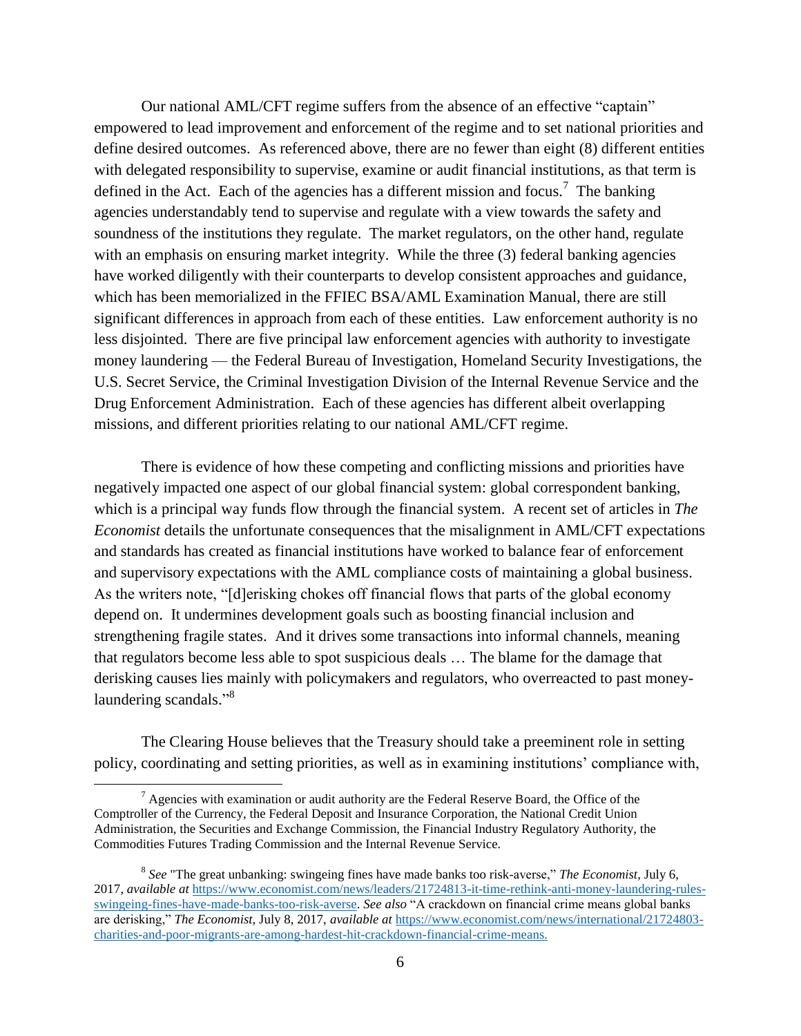Our national AML/CFT regime suffers from the absence of an effective "captain" empowered to lead improvement and enforcement of the regime and to set national priorities and define desired outcomes. As referenced above, there are no fewer than eight (8) different entities with delegated responsibility to supervise, examine or audit financial institutions, as that term is defined in the Act. Each of the agencies has a different mission and focus.[7] The banking agencies understandably tend to supervise and regulate with a view towards the safety and soundness of the institutions they regulate. The market regulators, on the other hand, regulate with an emphasis on ensuring market integrity. While the three (3) federal banking agencies have worked diligently with their counterparts to develop consistent approaches and guidance, which has been memorialized in the FFIEC BSA/AML Examination Manual, there are still significant differences in approach from each of these entities. Law enforcement authority is no less disjointed. There are five principal law enforcement agencies with authority to investigate money laundering — the Federal Bureau of Investigation, Homeland Security Investigations, the U.S. Secret Service, the Criminal Investigation Division of the Internal Revenue Service and the Drug Enforcement Administration. Each of these agencies has different albeit overlapping missions, and different priorities relating to our national AML/CFT regime.

There is evidence of how these competing and conflicting missions and priorities have negatively impacted one aspect of our global financial system: global correspondent banking, which is a principal way funds flow through the financial system. A recent set of articles in *The Economist* details the unfortunate consequences that the misalignment in AML/CFT expectations and standards has created as financial institutions have worked to balance fear of enforcement and supervisory expectations with the AML compliance costs of maintaining a global business. As the writers note, "[d]erisking chokes off financial flows that parts of the global economy depend on. It undermines development goals such as boosting financial inclusion and strengthening fragile states. And it drives some transactions into informal channels, meaning that regulators become less able to spot suspicious deals … The blame for the damage that derisking causes lies mainly with policymakers and regulators, who overreacted to past money-laundering scandals."[8]

The Clearing House believes that the Treasury should take a preeminent role in setting policy, coordinating and setting priorities, as well as in examining institutions' compliance with,

---

[7] Agencies with examination or audit authority are the Federal Reserve Board, the Office of the Comptroller of the Currency, the Federal Deposit and Insurance Corporation, the National Credit Union Administration, the Securities and Exchange Commission, the Financial Industry Regulatory Authority, the Commodities Futures Trading Commission and the Internal Revenue Service.

[8] *See* "The great unbanking: swingeing fines have made banks too risk-averse," *The Economist*, July 6, 2017, *available at* https://www.economist.com/news/leaders/21724813-it-time-rethink-anti-money-laundering-rules-swingeing-fines-have-made-banks-too-risk-averse. *See also* "A crackdown on financial crime means global banks are derisking," *The Economist*, July 8, 2017, *available at* https://www.economist.com/news/international/21724803-charities-and-poor-migrants-are-among-hardest-hit-crackdown-financial-crime-means.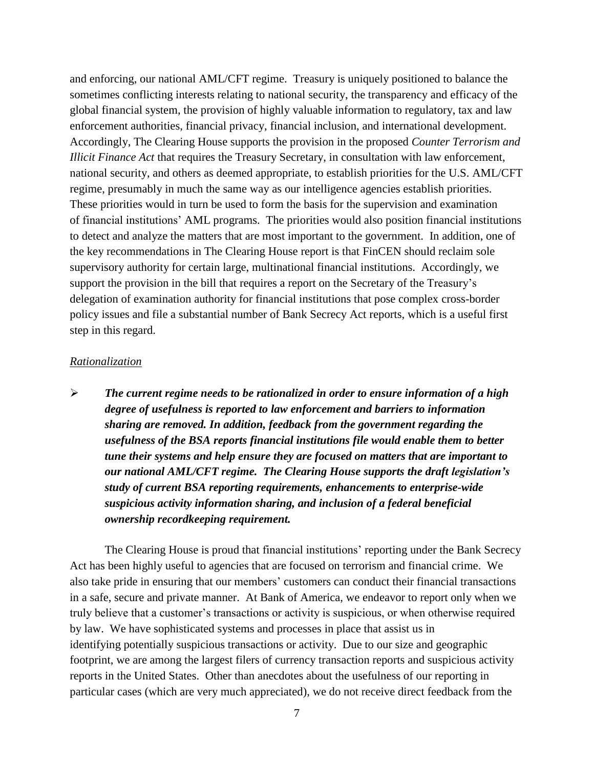and enforcing, our national AML/CFT regime. Treasury is uniquely positioned to balance the sometimes conflicting interests relating to national security, the transparency and efficacy of the global financial system, the provision of highly valuable information to regulatory, tax and law enforcement authorities, financial privacy, financial inclusion, and international development. Accordingly, The Clearing House supports the provision in the proposed *Counter Terrorism and Illicit Finance Act* that requires the Treasury Secretary, in consultation with law enforcement, national security, and others as deemed appropriate, to establish priorities for the U.S. AML/CFT regime, presumably in much the same way as our intelligence agencies establish priorities. These priorities would in turn be used to form the basis for the supervision and examination of financial institutions' AML programs. The priorities would also position financial institutions to detect and analyze the matters that are most important to the government. In addition, one of the key recommendations in The Clearing House report is that FinCEN should reclaim sole supervisory authority for certain large, multinational financial institutions. Accordingly, we support the provision in the bill that requires a report on the Secretary of the Treasury's delegation of examination authority for financial institutions that pose complex cross-border policy issues and file a substantial number of Bank Secrecy Act reports, which is a useful first step in this regard.

*Rationalization*

- ***The current regime needs to be rationalized in order to ensure information of a high degree of usefulness is reported to law enforcement and barriers to information sharing are removed. In addition, feedback from the government regarding the usefulness of the BSA reports financial institutions file would enable them to better tune their systems and help ensure they are focused on matters that are important to our national AML/CFT regime. The Clearing House supports the draft legislation's study of current BSA reporting requirements, enhancements to enterprise-wide suspicious activity information sharing, and inclusion of a federal beneficial ownership recordkeeping requirement.***

The Clearing House is proud that financial institutions' reporting under the Bank Secrecy Act has been highly useful to agencies that are focused on terrorism and financial crime. We also take pride in ensuring that our members' customers can conduct their financial transactions in a safe, secure and private manner. At Bank of America, we endeavor to report only when we truly believe that a customer's transactions or activity is suspicious, or when otherwise required by law. We have sophisticated systems and processes in place that assist us in identifying potentially suspicious transactions or activity. Due to our size and geographic footprint, we are among the largest filers of currency transaction reports and suspicious activity reports in the United States. Other than anecdotes about the usefulness of our reporting in particular cases (which are very much appreciated), we do not receive direct feedback from the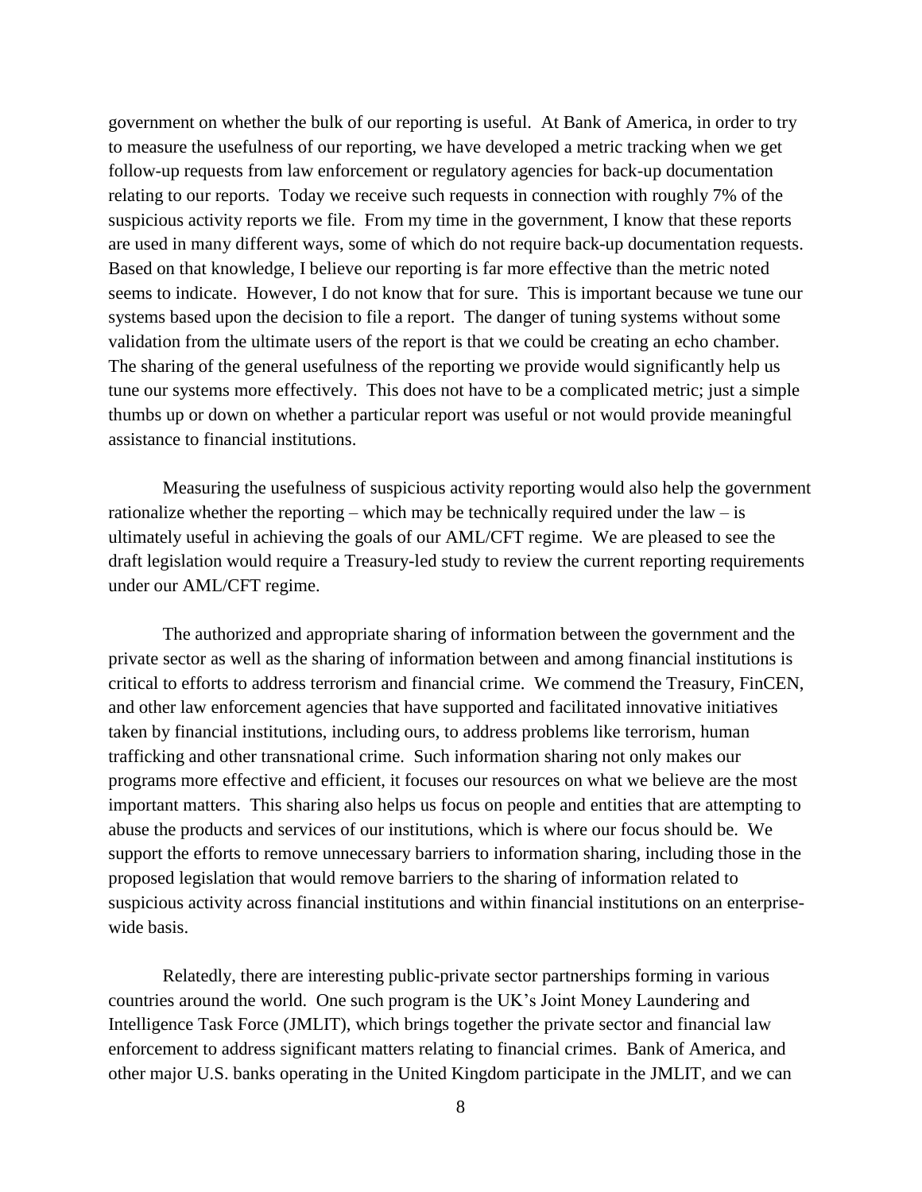government on whether the bulk of our reporting is useful. At Bank of America, in order to try to measure the usefulness of our reporting, we have developed a metric tracking when we get follow-up requests from law enforcement or regulatory agencies for back-up documentation relating to our reports. Today we receive such requests in connection with roughly 7% of the suspicious activity reports we file. From my time in the government, I know that these reports are used in many different ways, some of which do not require back-up documentation requests. Based on that knowledge, I believe our reporting is far more effective than the metric noted seems to indicate. However, I do not know that for sure. This is important because we tune our systems based upon the decision to file a report. The danger of tuning systems without some validation from the ultimate users of the report is that we could be creating an echo chamber. The sharing of the general usefulness of the reporting we provide would significantly help us tune our systems more effectively. This does not have to be a complicated metric; just a simple thumbs up or down on whether a particular report was useful or not would provide meaningful assistance to financial institutions.

Measuring the usefulness of suspicious activity reporting would also help the government rationalize whether the reporting – which may be technically required under the law – is ultimately useful in achieving the goals of our AML/CFT regime. We are pleased to see the draft legislation would require a Treasury-led study to review the current reporting requirements under our AML/CFT regime.

The authorized and appropriate sharing of information between the government and the private sector as well as the sharing of information between and among financial institutions is critical to efforts to address terrorism and financial crime. We commend the Treasury, FinCEN, and other law enforcement agencies that have supported and facilitated innovative initiatives taken by financial institutions, including ours, to address problems like terrorism, human trafficking and other transnational crime. Such information sharing not only makes our programs more effective and efficient, it focuses our resources on what we believe are the most important matters. This sharing also helps us focus on people and entities that are attempting to abuse the products and services of our institutions, which is where our focus should be. We support the efforts to remove unnecessary barriers to information sharing, including those in the proposed legislation that would remove barriers to the sharing of information related to suspicious activity across financial institutions and within financial institutions on an enterprise-wide basis.

Relatedly, there are interesting public-private sector partnerships forming in various countries around the world. One such program is the UK's Joint Money Laundering and Intelligence Task Force (JMLIT), which brings together the private sector and financial law enforcement to address significant matters relating to financial crimes. Bank of America, and other major U.S. banks operating in the United Kingdom participate in the JMLIT, and we can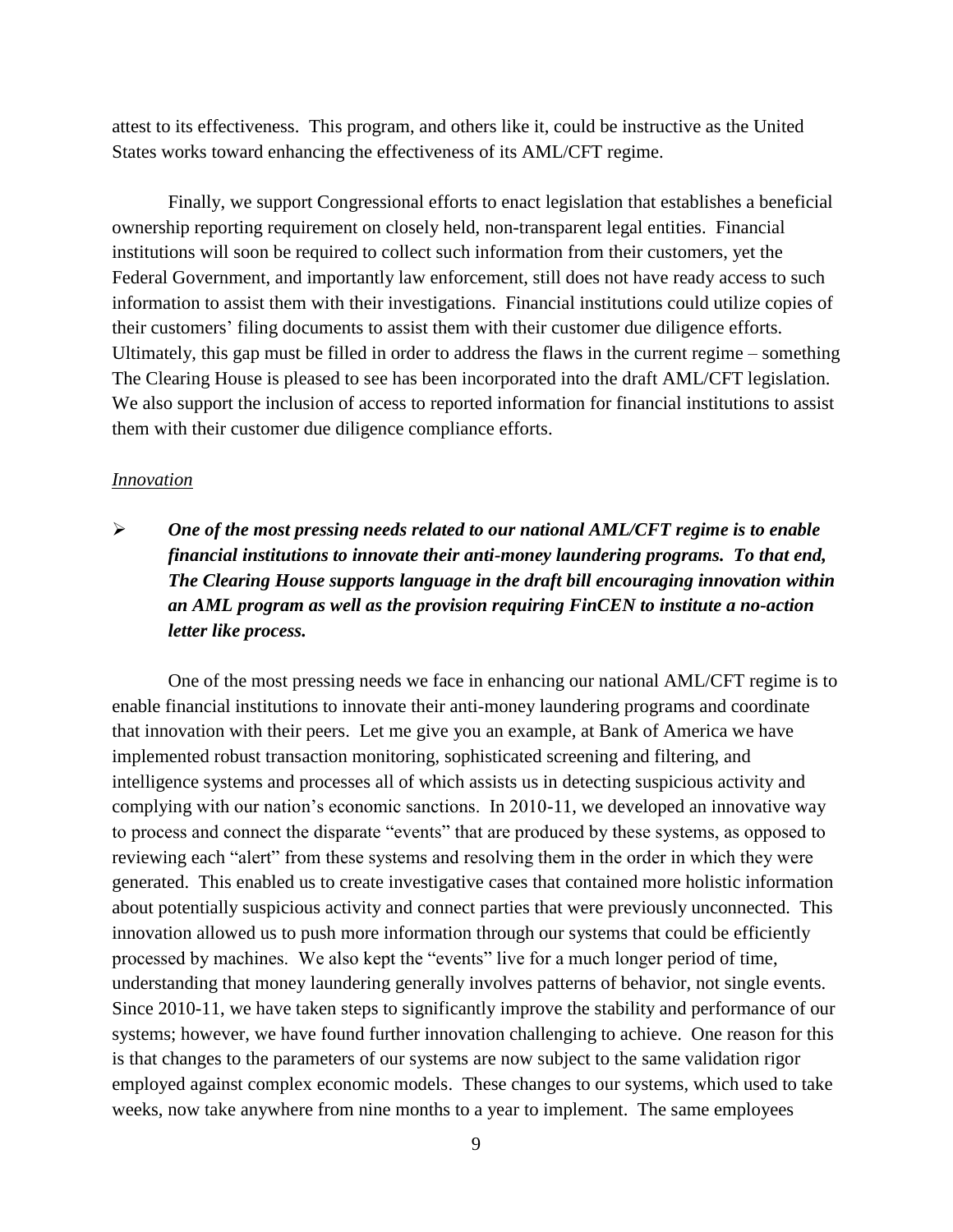attest to its effectiveness. This program, and others like it, could be instructive as the United States works toward enhancing the effectiveness of its AML/CFT regime.

Finally, we support Congressional efforts to enact legislation that establishes a beneficial ownership reporting requirement on closely held, non-transparent legal entities. Financial institutions will soon be required to collect such information from their customers, yet the Federal Government, and importantly law enforcement, still does not have ready access to such information to assist them with their investigations. Financial institutions could utilize copies of their customers' filing documents to assist them with their customer due diligence efforts. Ultimately, this gap must be filled in order to address the flaws in the current regime – something The Clearing House is pleased to see has been incorporated into the draft AML/CFT legislation. We also support the inclusion of access to reported information for financial institutions to assist them with their customer due diligence compliance efforts.

*Innovation*

- ***One of the most pressing needs related to our national AML/CFT regime is to enable financial institutions to innovate their anti-money laundering programs. To that end, The Clearing House supports language in the draft bill encouraging innovation within an AML program as well as the provision requiring FinCEN to institute a no-action letter like process.***

One of the most pressing needs we face in enhancing our national AML/CFT regime is to enable financial institutions to innovate their anti-money laundering programs and coordinate that innovation with their peers. Let me give you an example, at Bank of America we have implemented robust transaction monitoring, sophisticated screening and filtering, and intelligence systems and processes all of which assists us in detecting suspicious activity and complying with our nation's economic sanctions. In 2010-11, we developed an innovative way to process and connect the disparate "events" that are produced by these systems, as opposed to reviewing each "alert" from these systems and resolving them in the order in which they were generated. This enabled us to create investigative cases that contained more holistic information about potentially suspicious activity and connect parties that were previously unconnected. This innovation allowed us to push more information through our systems that could be efficiently processed by machines. We also kept the "events" live for a much longer period of time, understanding that money laundering generally involves patterns of behavior, not single events. Since 2010-11, we have taken steps to significantly improve the stability and performance of our systems; however, we have found further innovation challenging to achieve. One reason for this is that changes to the parameters of our systems are now subject to the same validation rigor employed against complex economic models. These changes to our systems, which used to take weeks, now take anywhere from nine months to a year to implement. The same employees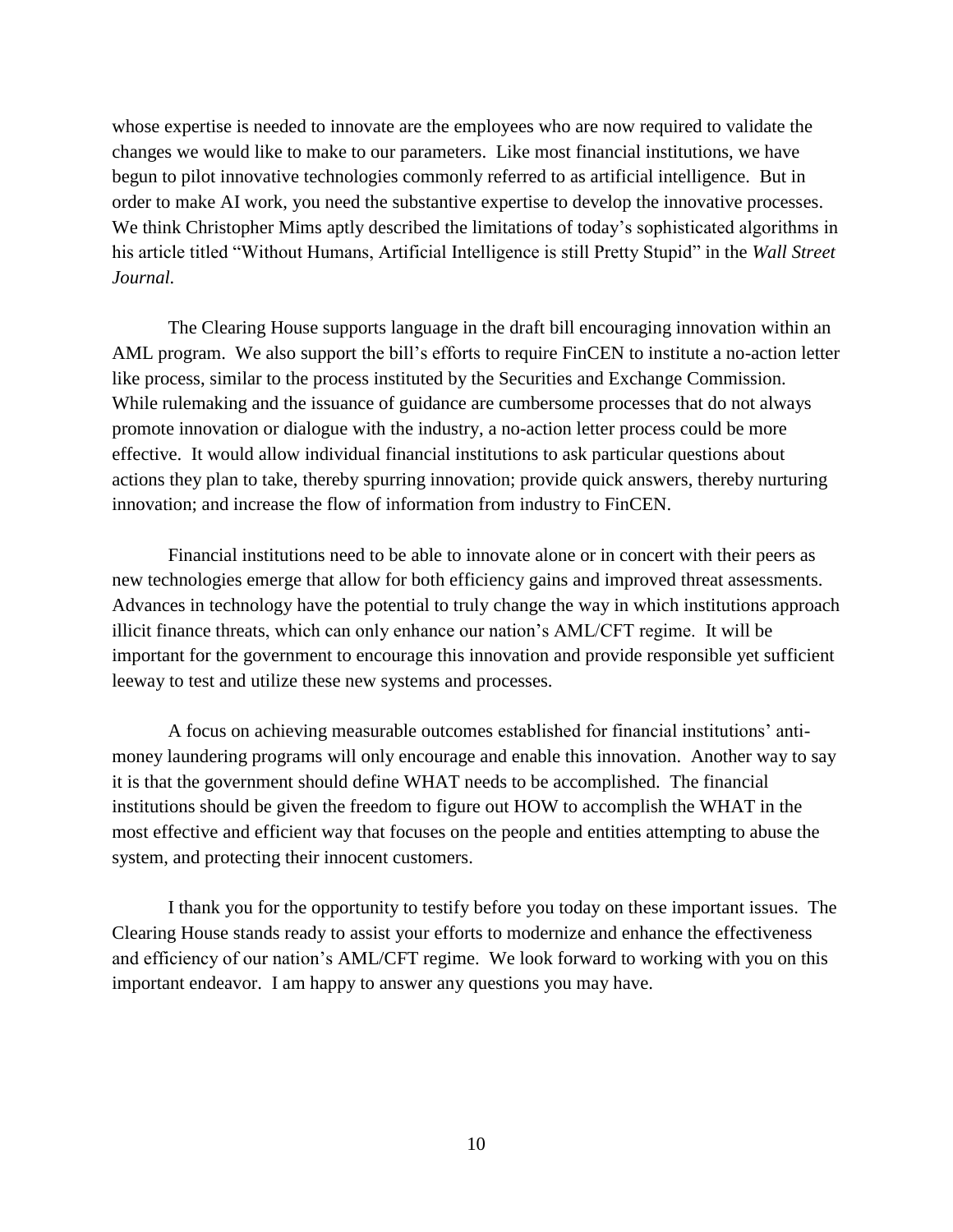whose expertise is needed to innovate are the employees who are now required to validate the changes we would like to make to our parameters. Like most financial institutions, we have begun to pilot innovative technologies commonly referred to as artificial intelligence. But in order to make AI work, you need the substantive expertise to develop the innovative processes. We think Christopher Mims aptly described the limitations of today's sophisticated algorithms in his article titled "Without Humans, Artificial Intelligence is still Pretty Stupid" in the *Wall Street Journal*.

The Clearing House supports language in the draft bill encouraging innovation within an AML program. We also support the bill's efforts to require FinCEN to institute a no-action letter like process, similar to the process instituted by the Securities and Exchange Commission. While rulemaking and the issuance of guidance are cumbersome processes that do not always promote innovation or dialogue with the industry, a no-action letter process could be more effective. It would allow individual financial institutions to ask particular questions about actions they plan to take, thereby spurring innovation; provide quick answers, thereby nurturing innovation; and increase the flow of information from industry to FinCEN.

Financial institutions need to be able to innovate alone or in concert with their peers as new technologies emerge that allow for both efficiency gains and improved threat assessments. Advances in technology have the potential to truly change the way in which institutions approach illicit finance threats, which can only enhance our nation's AML/CFT regime. It will be important for the government to encourage this innovation and provide responsible yet sufficient leeway to test and utilize these new systems and processes.

A focus on achieving measurable outcomes established for financial institutions' anti-money laundering programs will only encourage and enable this innovation. Another way to say it is that the government should define WHAT needs to be accomplished. The financial institutions should be given the freedom to figure out HOW to accomplish the WHAT in the most effective and efficient way that focuses on the people and entities attempting to abuse the system, and protecting their innocent customers.

I thank you for the opportunity to testify before you today on these important issues. The Clearing House stands ready to assist your efforts to modernize and enhance the effectiveness and efficiency of our nation's AML/CFT regime. We look forward to working with you on this important endeavor. I am happy to answer any questions you may have.